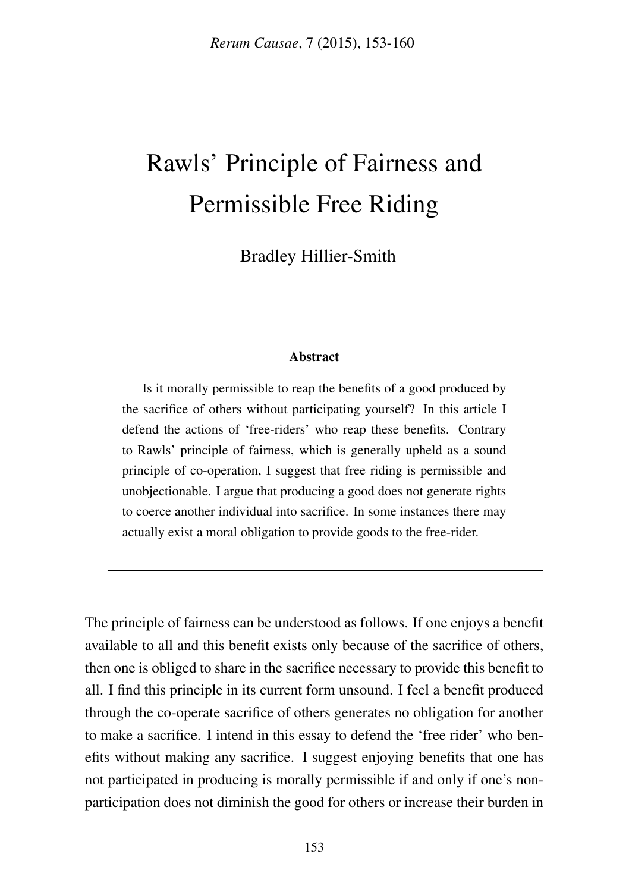# Rawls' Principle of Fairness and Permissible Free Riding

Bradley Hillier-Smith

---

**Abstract**

Is it morally permissible to reap the benefits of a good produced by the sacrifice of others without participating yourself? In this article I defend the actions of 'free-riders' who reap these benefits. Contrary to Rawls' principle of fairness, which is generally upheld as a sound principle of co-operation, I suggest that free riding is permissible and unobjectionable. I argue that producing a good does not generate rights to coerce another individual into sacrifice. In some instances there may actually exist a moral obligation to provide goods to the free-rider.

---

The principle of fairness can be understood as follows. If one enjoys a benefit available to all and this benefit exists only because of the sacrifice of others, then one is obliged to share in the sacrifice necessary to provide this benefit to all. I find this principle in its current form unsound. I feel a benefit produced through the co-operate sacrifice of others generates no obligation for another to make a sacrifice. I intend in this essay to defend the 'free rider' who benefits without making any sacrifice. I suggest enjoying benefits that one has not participated in producing is morally permissible if and only if one's non-participation does not diminish the good for others or increase their burden in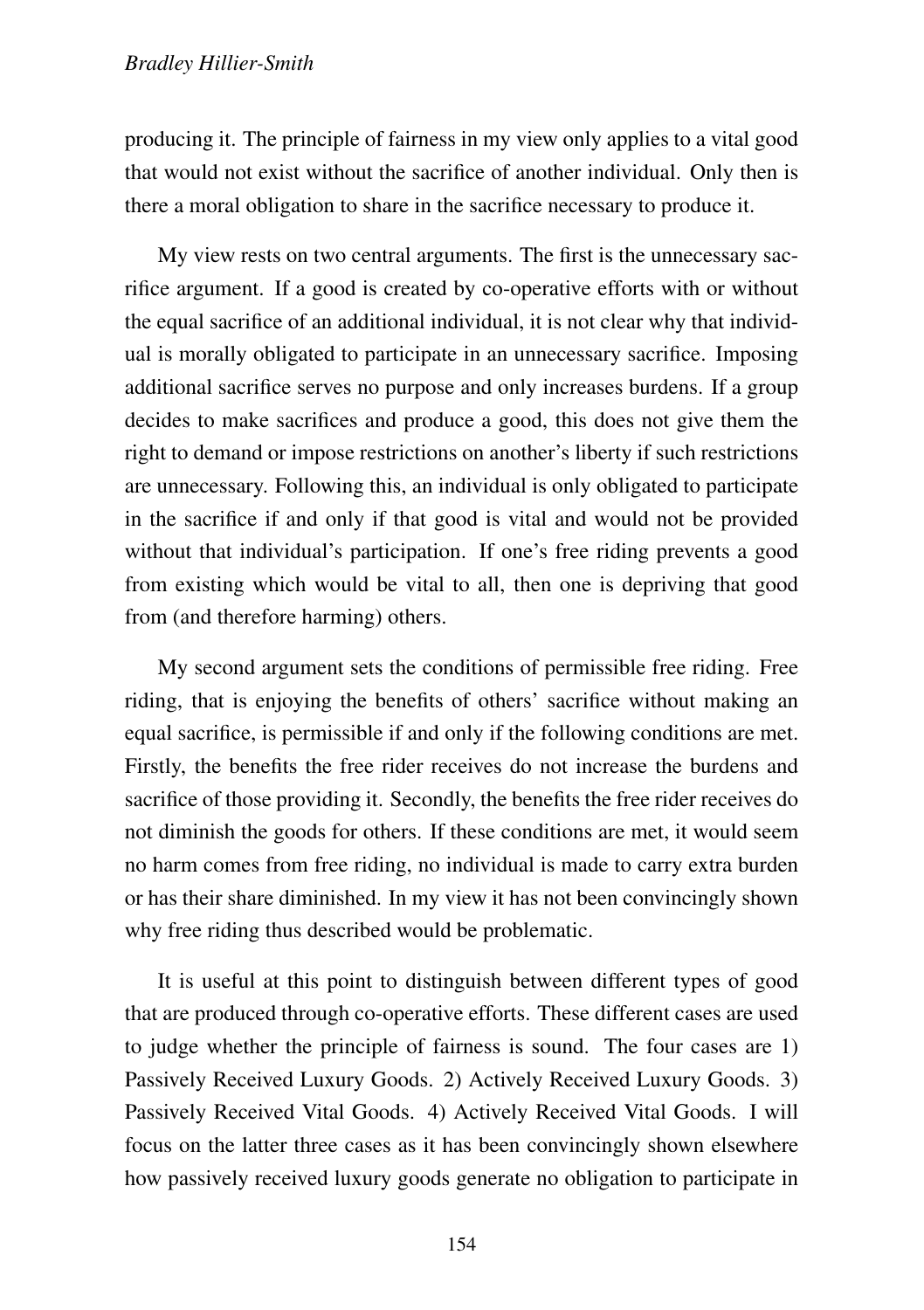producing it. The principle of fairness in my view only applies to a vital good that would not exist without the sacrifice of another individual. Only then is there a moral obligation to share in the sacrifice necessary to produce it.

My view rests on two central arguments. The first is the unnecessary sacrifice argument. If a good is created by co-operative efforts with or without the equal sacrifice of an additional individual, it is not clear why that individual is morally obligated to participate in an unnecessary sacrifice. Imposing additional sacrifice serves no purpose and only increases burdens. If a group decides to make sacrifices and produce a good, this does not give them the right to demand or impose restrictions on another's liberty if such restrictions are unnecessary. Following this, an individual is only obligated to participate in the sacrifice if and only if that good is vital and would not be provided without that individual's participation. If one's free riding prevents a good from existing which would be vital to all, then one is depriving that good from (and therefore harming) others.

My second argument sets the conditions of permissible free riding. Free riding, that is enjoying the benefits of others' sacrifice without making an equal sacrifice, is permissible if and only if the following conditions are met. Firstly, the benefits the free rider receives do not increase the burdens and sacrifice of those providing it. Secondly, the benefits the free rider receives do not diminish the goods for others. If these conditions are met, it would seem no harm comes from free riding, no individual is made to carry extra burden or has their share diminished. In my view it has not been convincingly shown why free riding thus described would be problematic.

It is useful at this point to distinguish between different types of good that are produced through co-operative efforts. These different cases are used to judge whether the principle of fairness is sound. The four cases are 1) Passively Received Luxury Goods. 2) Actively Received Luxury Goods. 3) Passively Received Vital Goods. 4) Actively Received Vital Goods. I will focus on the latter three cases as it has been convincingly shown elsewhere how passively received luxury goods generate no obligation to participate in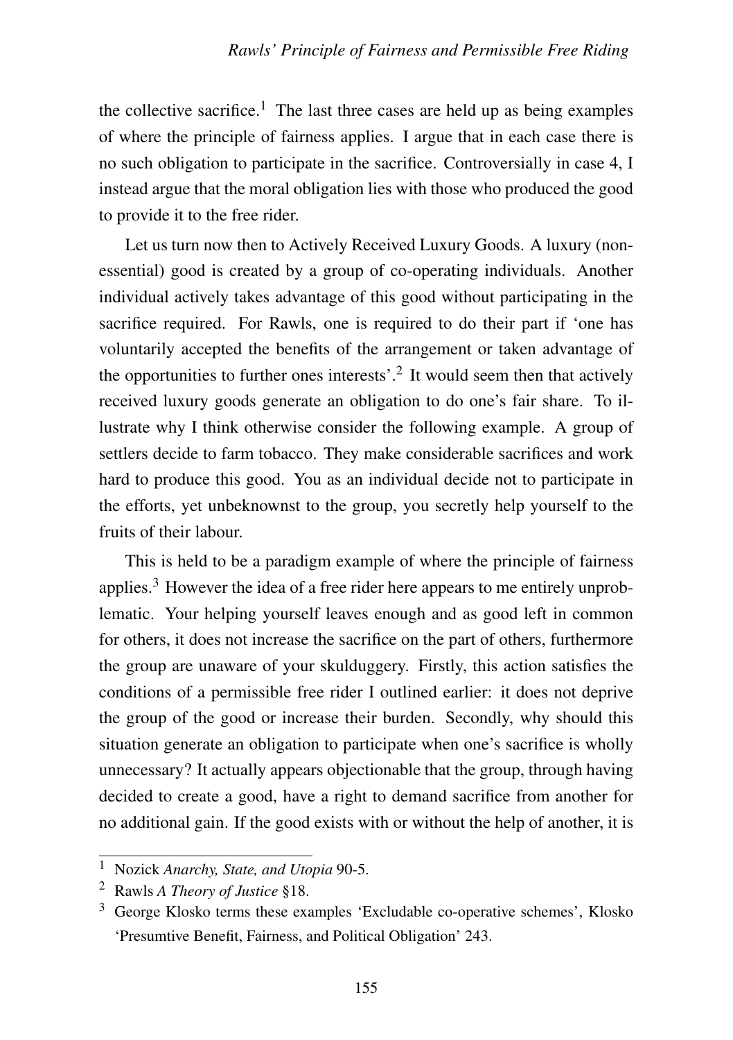the collective sacrifice.[1] The last three cases are held up as being examples of where the principle of fairness applies. I argue that in each case there is no such obligation to participate in the sacrifice. Controversially in case 4, I instead argue that the moral obligation lies with those who produced the good to provide it to the free rider.

Let us turn now then to Actively Received Luxury Goods. A luxury (non-essential) good is created by a group of co-operating individuals. Another individual actively takes advantage of this good without participating in the sacrifice required. For Rawls, one is required to do their part if 'one has voluntarily accepted the benefits of the arrangement or taken advantage of the opportunities to further ones interests'.[2] It would seem then that actively received luxury goods generate an obligation to do one's fair share. To illustrate why I think otherwise consider the following example. A group of settlers decide to farm tobacco. They make considerable sacrifices and work hard to produce this good. You as an individual decide not to participate in the efforts, yet unbeknownst to the group, you secretly help yourself to the fruits of their labour.

This is held to be a paradigm example of where the principle of fairness applies.[3] However the idea of a free rider here appears to me entirely unproblematic. Your helping yourself leaves enough and as good left in common for others, it does not increase the sacrifice on the part of others, furthermore the group are unaware of your skulduggery. Firstly, this action satisfies the conditions of a permissible free rider I outlined earlier: it does not deprive the group of the good or increase their burden. Secondly, why should this situation generate an obligation to participate when one's sacrifice is wholly unnecessary? It actually appears objectionable that the group, through having decided to create a good, have a right to demand sacrifice from another for no additional gain. If the good exists with or without the help of another, it is

[1] Nozick *Anarchy, State, and Utopia* 90-5.

[2] Rawls *A Theory of Justice* §18.

[3] George Klosko terms these examples 'Excludable co-operative schemes', Klosko 'Presumtive Benefit, Fairness, and Political Obligation' 243.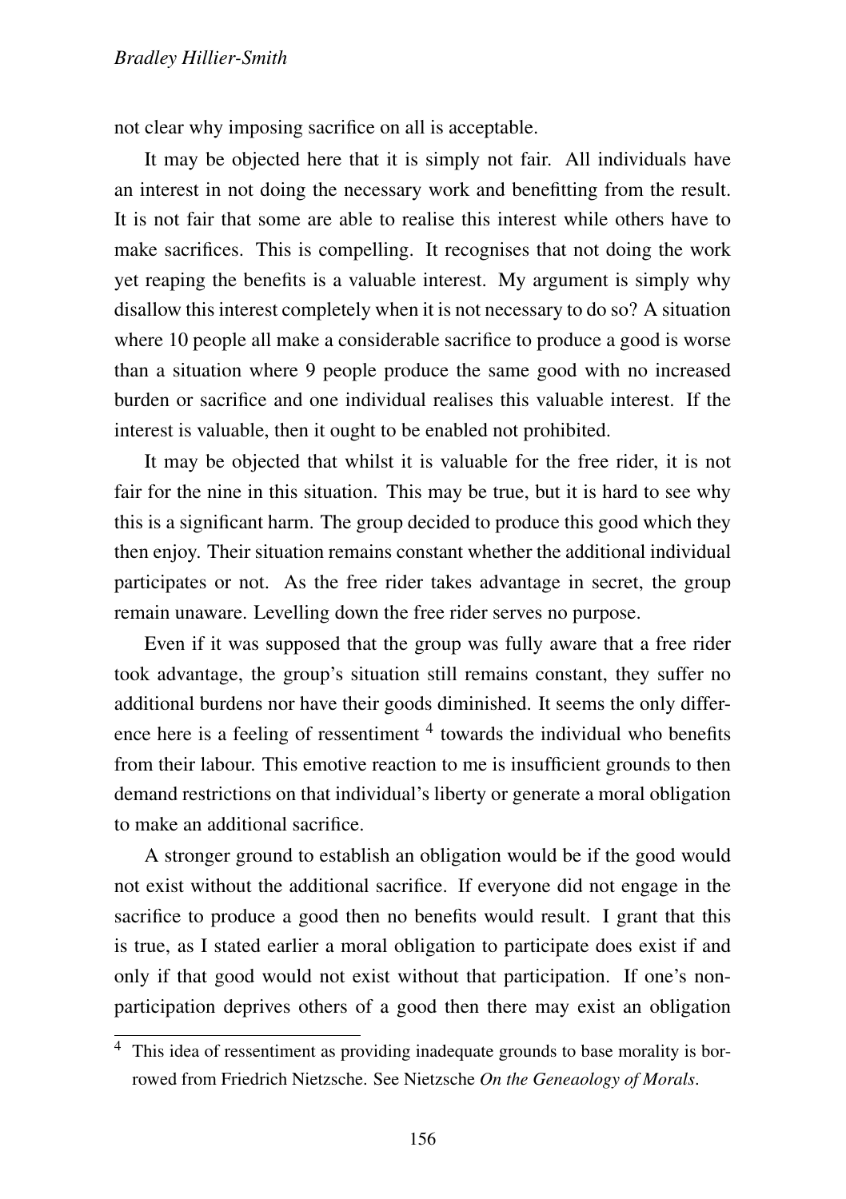not clear why imposing sacrifice on all is acceptable.

It may be objected here that it is simply not fair. All individuals have an interest in not doing the necessary work and benefitting from the result. It is not fair that some are able to realise this interest while others have to make sacrifices. This is compelling. It recognises that not doing the work yet reaping the benefits is a valuable interest. My argument is simply why disallow this interest completely when it is not necessary to do so? A situation where 10 people all make a considerable sacrifice to produce a good is worse than a situation where 9 people produce the same good with no increased burden or sacrifice and one individual realises this valuable interest. If the interest is valuable, then it ought to be enabled not prohibited.

It may be objected that whilst it is valuable for the free rider, it is not fair for the nine in this situation. This may be true, but it is hard to see why this is a significant harm. The group decided to produce this good which they then enjoy. Their situation remains constant whether the additional individual participates or not. As the free rider takes advantage in secret, the group remain unaware. Levelling down the free rider serves no purpose.

Even if it was supposed that the group was fully aware that a free rider took advantage, the group's situation still remains constant, they suffer no additional burdens nor have their goods diminished. It seems the only difference here is a feeling of ressentiment [4] towards the individual who benefits from their labour. This emotive reaction to me is insufficient grounds to then demand restrictions on that individual's liberty or generate a moral obligation to make an additional sacrifice.

A stronger ground to establish an obligation would be if the good would not exist without the additional sacrifice. If everyone did not engage in the sacrifice to produce a good then no benefits would result. I grant that this is true, as I stated earlier a moral obligation to participate does exist if and only if that good would not exist without that participation. If one's non-participation deprives others of a good then there may exist an obligation

[4] This idea of ressentiment as providing inadequate grounds to base morality is borrowed from Friedrich Nietzsche. See Nietzsche *On the Geneaology of Morals*.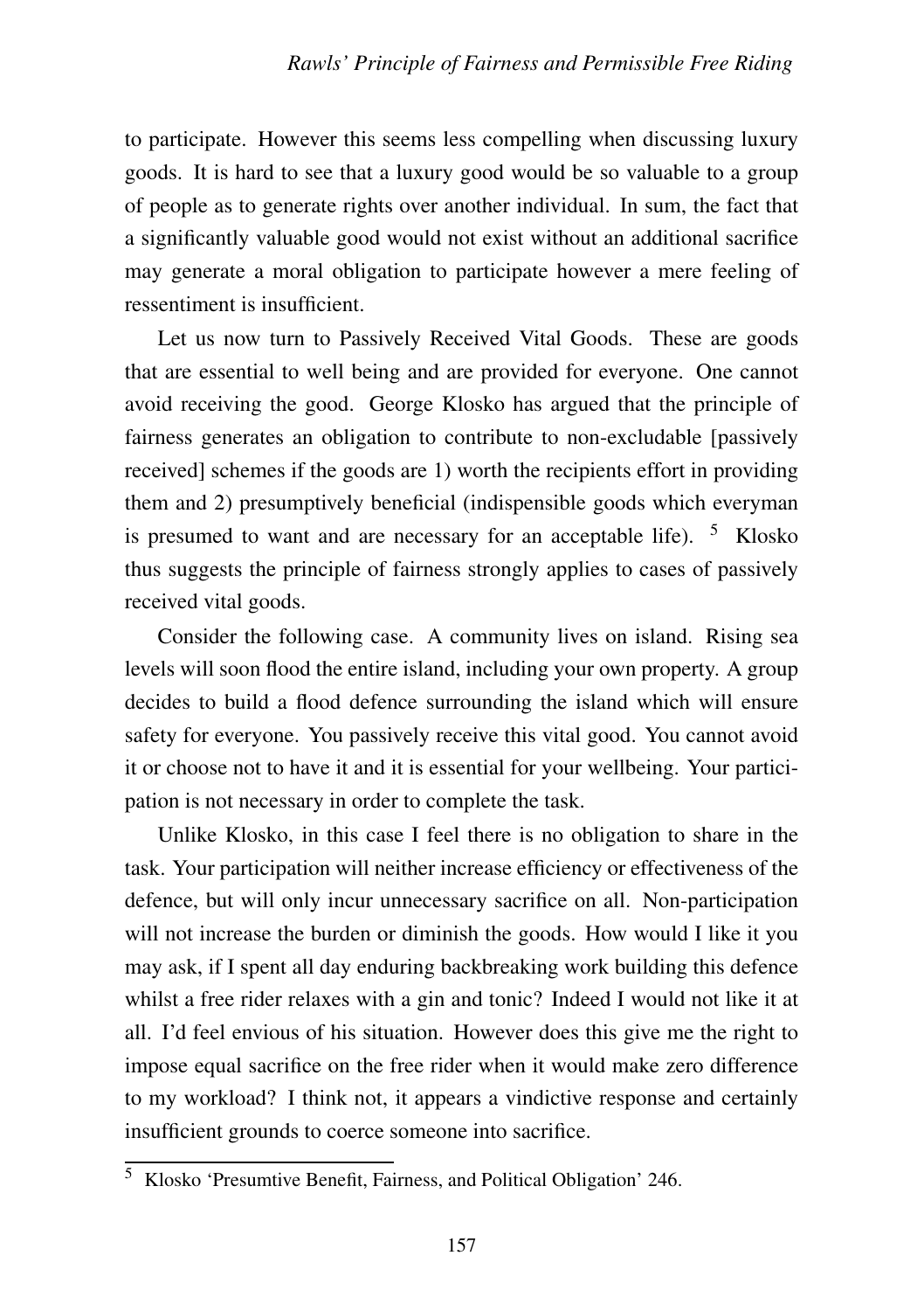to participate. However this seems less compelling when discussing luxury goods. It is hard to see that a luxury good would be so valuable to a group of people as to generate rights over another individual. In sum, the fact that a significantly valuable good would not exist without an additional sacrifice may generate a moral obligation to participate however a mere feeling of ressentiment is insufficient.

Let us now turn to Passively Received Vital Goods. These are goods that are essential to well being and are provided for everyone. One cannot avoid receiving the good. George Klosko has argued that the principle of fairness generates an obligation to contribute to non-excludable [passively received] schemes if the goods are 1) worth the recipients effort in providing them and 2) presumptively beneficial (indispensible goods which everyman is presumed to want and are necessary for an acceptable life). [5] Klosko thus suggests the principle of fairness strongly applies to cases of passively received vital goods.

Consider the following case. A community lives on island. Rising sea levels will soon flood the entire island, including your own property. A group decides to build a flood defence surrounding the island which will ensure safety for everyone. You passively receive this vital good. You cannot avoid it or choose not to have it and it is essential for your wellbeing. Your participation is not necessary in order to complete the task.

Unlike Klosko, in this case I feel there is no obligation to share in the task. Your participation will neither increase efficiency or effectiveness of the defence, but will only incur unnecessary sacrifice on all. Non-participation will not increase the burden or diminish the goods. How would I like it you may ask, if I spent all day enduring backbreaking work building this defence whilst a free rider relaxes with a gin and tonic? Indeed I would not like it at all. I'd feel envious of his situation. However does this give me the right to impose equal sacrifice on the free rider when it would make zero difference to my workload? I think not, it appears a vindictive response and certainly insufficient grounds to coerce someone into sacrifice.

[5] Klosko 'Presumtive Benefit, Fairness, and Political Obligation' 246.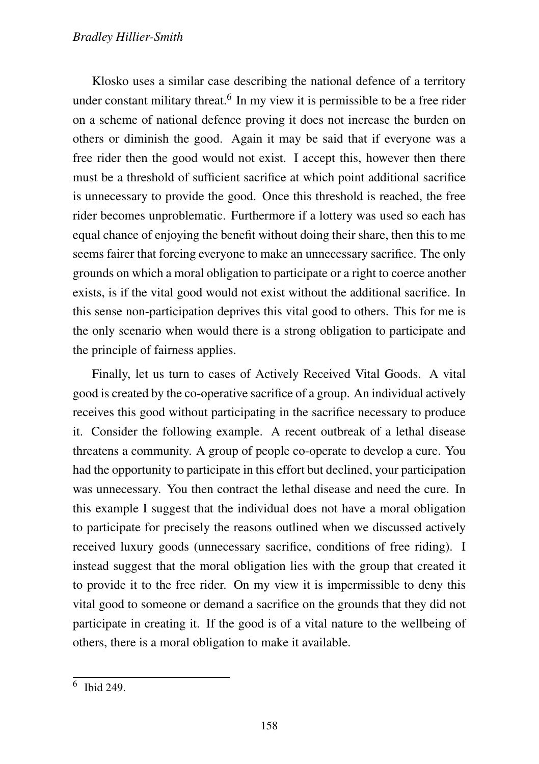Klosko uses a similar case describing the national defence of a territory under constant military threat.[6] In my view it is permissible to be a free rider on a scheme of national defence proving it does not increase the burden on others or diminish the good. Again it may be said that if everyone was a free rider then the good would not exist. I accept this, however then there must be a threshold of sufficient sacrifice at which point additional sacrifice is unnecessary to provide the good. Once this threshold is reached, the free rider becomes unproblematic. Furthermore if a lottery was used so each has equal chance of enjoying the benefit without doing their share, then this to me seems fairer that forcing everyone to make an unnecessary sacrifice. The only grounds on which a moral obligation to participate or a right to coerce another exists, is if the vital good would not exist without the additional sacrifice. In this sense non-participation deprives this vital good to others. This for me is the only scenario when would there is a strong obligation to participate and the principle of fairness applies.

Finally, let us turn to cases of Actively Received Vital Goods. A vital good is created by the co-operative sacrifice of a group. An individual actively receives this good without participating in the sacrifice necessary to produce it. Consider the following example. A recent outbreak of a lethal disease threatens a community. A group of people co-operate to develop a cure. You had the opportunity to participate in this effort but declined, your participation was unnecessary. You then contract the lethal disease and need the cure. In this example I suggest that the individual does not have a moral obligation to participate for precisely the reasons outlined when we discussed actively received luxury goods (unnecessary sacrifice, conditions of free riding). I instead suggest that the moral obligation lies with the group that created it to provide it to the free rider. On my view it is impermissible to deny this vital good to someone or demand a sacrifice on the grounds that they did not participate in creating it. If the good is of a vital nature to the wellbeing of others, there is a moral obligation to make it available.

[6] Ibid 249.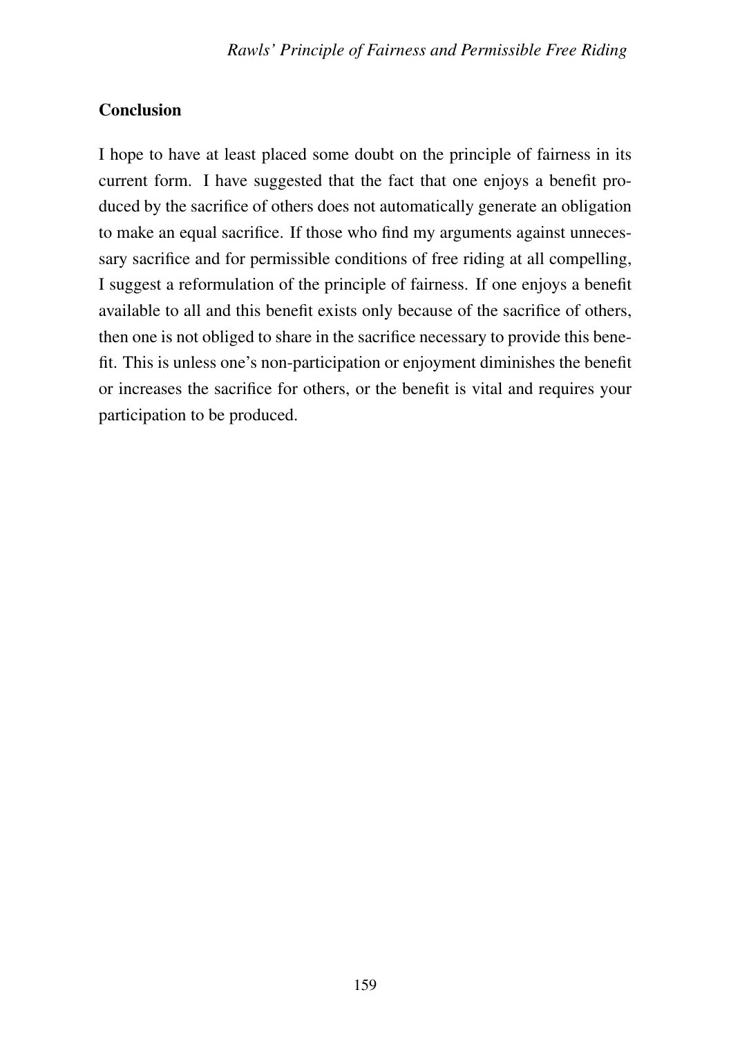## Conclusion

I hope to have at least placed some doubt on the principle of fairness in its current form. I have suggested that the fact that one enjoys a benefit produced by the sacrifice of others does not automatically generate an obligation to make an equal sacrifice. If those who find my arguments against unnecessary sacrifice and for permissible conditions of free riding at all compelling, I suggest a reformulation of the principle of fairness. If one enjoys a benefit available to all and this benefit exists only because of the sacrifice of others, then one is not obliged to share in the sacrifice necessary to provide this benefit. This is unless one's non-participation or enjoyment diminishes the benefit or increases the sacrifice for others, or the benefit is vital and requires your participation to be produced.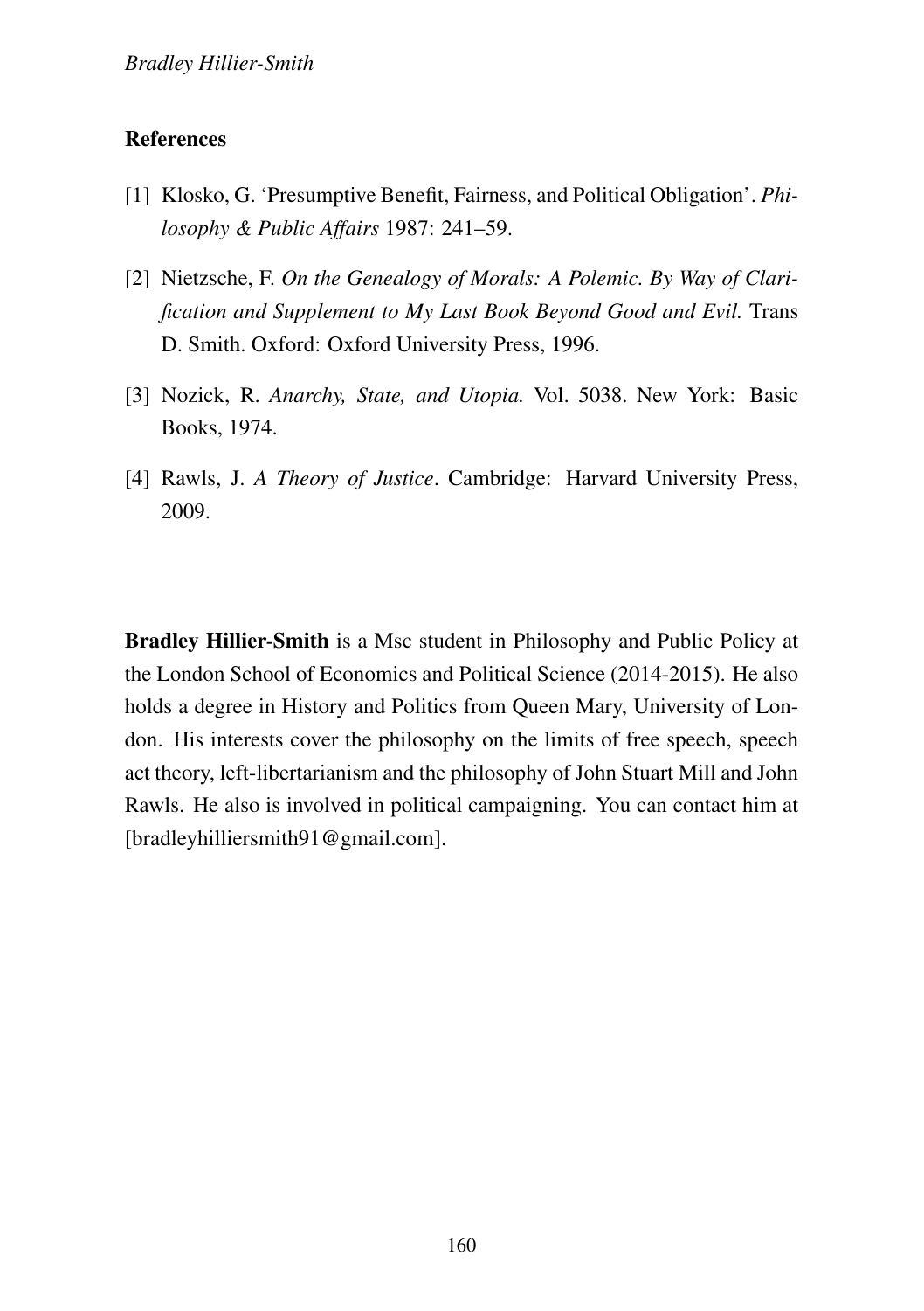## References

[1] Klosko, G. 'Presumptive Benefit, Fairness, and Political Obligation'. *Philosophy & Public Affairs* 1987: 241–59.

[2] Nietzsche, F. *On the Genealogy of Morals: A Polemic. By Way of Clarification and Supplement to My Last Book Beyond Good and Evil.* Trans D. Smith. Oxford: Oxford University Press, 1996.

[3] Nozick, R. *Anarchy, State, and Utopia.* Vol. 5038. New York: Basic Books, 1974.

[4] Rawls, J. *A Theory of Justice*. Cambridge: Harvard University Press, 2009.

**Bradley Hillier-Smith** is a Msc student in Philosophy and Public Policy at the London School of Economics and Political Science (2014-2015). He also holds a degree in History and Politics from Queen Mary, University of London. His interests cover the philosophy on the limits of free speech, speech act theory, left-libertarianism and the philosophy of John Stuart Mill and John Rawls. He also is involved in political campaigning. You can contact him at [bradleyhilliersmith91@gmail.com].